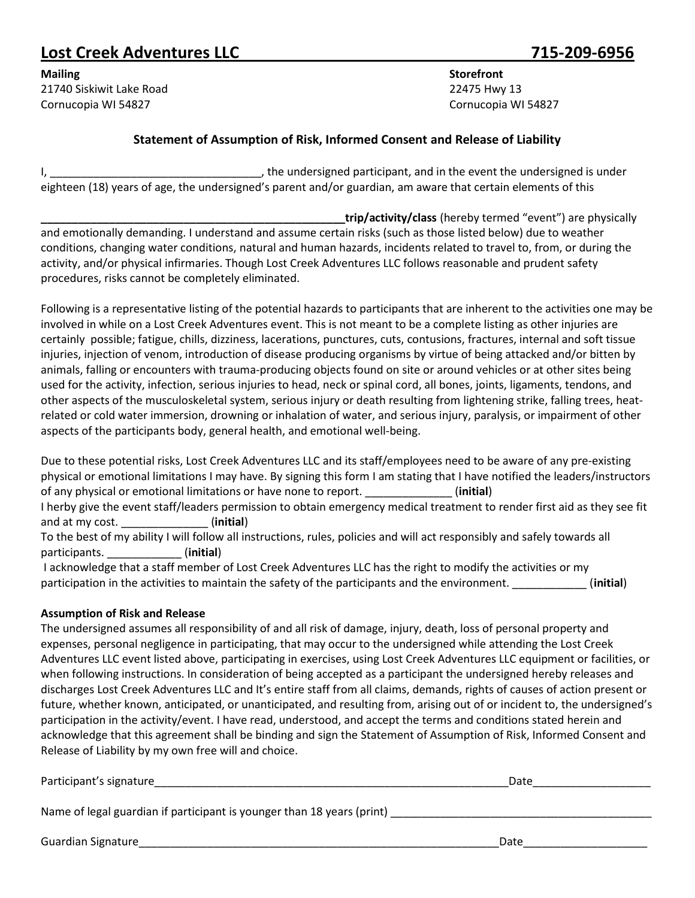# Lost Creek Adventures LLC 715-209-6956

**Mailing**
21740 Siskiwit Lake Road
Cornucopia WI 54827

**Storefront**
22475 Hwy 13
Cornucopia WI 54827

## Statement of Assumption of Risk, Informed Consent and Release of Liability

I, __________________________________, the undersigned participant, and in the event the undersigned is under eighteen (18) years of age, the undersigned's parent and/or guardian, am aware that certain elements of this

**__________________________________________________trip/activity/class** (hereby termed "event") are physically and emotionally demanding. I understand and assume certain risks (such as those listed below) due to weather conditions, changing water conditions, natural and human hazards, incidents related to travel to, from, or during the activity, and/or physical infirmaries. Though Lost Creek Adventures LLC follows reasonable and prudent safety procedures, risks cannot be completely eliminated.

Following is a representative listing of the potential hazards to participants that are inherent to the activities one may be involved in while on a Lost Creek Adventures event. This is not meant to be a complete listing as other injuries are certainly possible; fatigue, chills, dizziness, lacerations, punctures, cuts, contusions, fractures, internal and soft tissue injuries, injection of venom, introduction of disease producing organisms by virtue of being attacked and/or bitten by animals, falling or encounters with trauma-producing objects found on site or around vehicles or at other sites being used for the activity, infection, serious injuries to head, neck or spinal cord, all bones, joints, ligaments, tendons, and other aspects of the musculoskeletal system, serious injury or death resulting from lightening strike, falling trees, heat-related or cold water immersion, drowning or inhalation of water, and serious injury, paralysis, or impairment of other aspects of the participants body, general health, and emotional well-being.

Due to these potential risks, Lost Creek Adventures LLC and its staff/employees need to be aware of any pre-existing physical or emotional limitations I may have. By signing this form I am stating that I have notified the leaders/instructors of any physical or emotional limitations or have none to report. ______________ (**initial**)
I herby give the event staff/leaders permission to obtain emergency medical treatment to render first aid as they see fit and at my cost. ______________ (**initial**)
To the best of my ability I will follow all instructions, rules, policies and will act responsibly and safely towards all participants. ____________ (**initial**)
I acknowledge that a staff member of Lost Creek Adventures LLC has the right to modify the activities or my participation in the activities to maintain the safety of the participants and the environment. ____________ (**initial**)

**Assumption of Risk and Release**
The undersigned assumes all responsibility of and all risk of damage, injury, death, loss of personal property and expenses, personal negligence in participating, that may occur to the undersigned while attending the Lost Creek Adventures LLC event listed above, participating in exercises, using Lost Creek Adventures LLC equipment or facilities, or when following instructions. In consideration of being accepted as a participant the undersigned hereby releases and discharges Lost Creek Adventures LLC and It's entire staff from all claims, demands, rights of causes of action present or future, whether known, anticipated, or unanticipated, and resulting from, arising out of or incident to, the undersigned's participation in the activity/event. I have read, understood, and accept the terms and conditions stated herein and acknowledge that this agreement shall be binding and sign the Statement of Assumption of Risk, Informed Consent and Release of Liability by my own free will and choice.

Participant's signature____________________________________________________________Date___________________

Name of legal guardian if participant is younger than 18 years (print) ___________________________________________

Guardian Signature______________________________________________________________Date____________________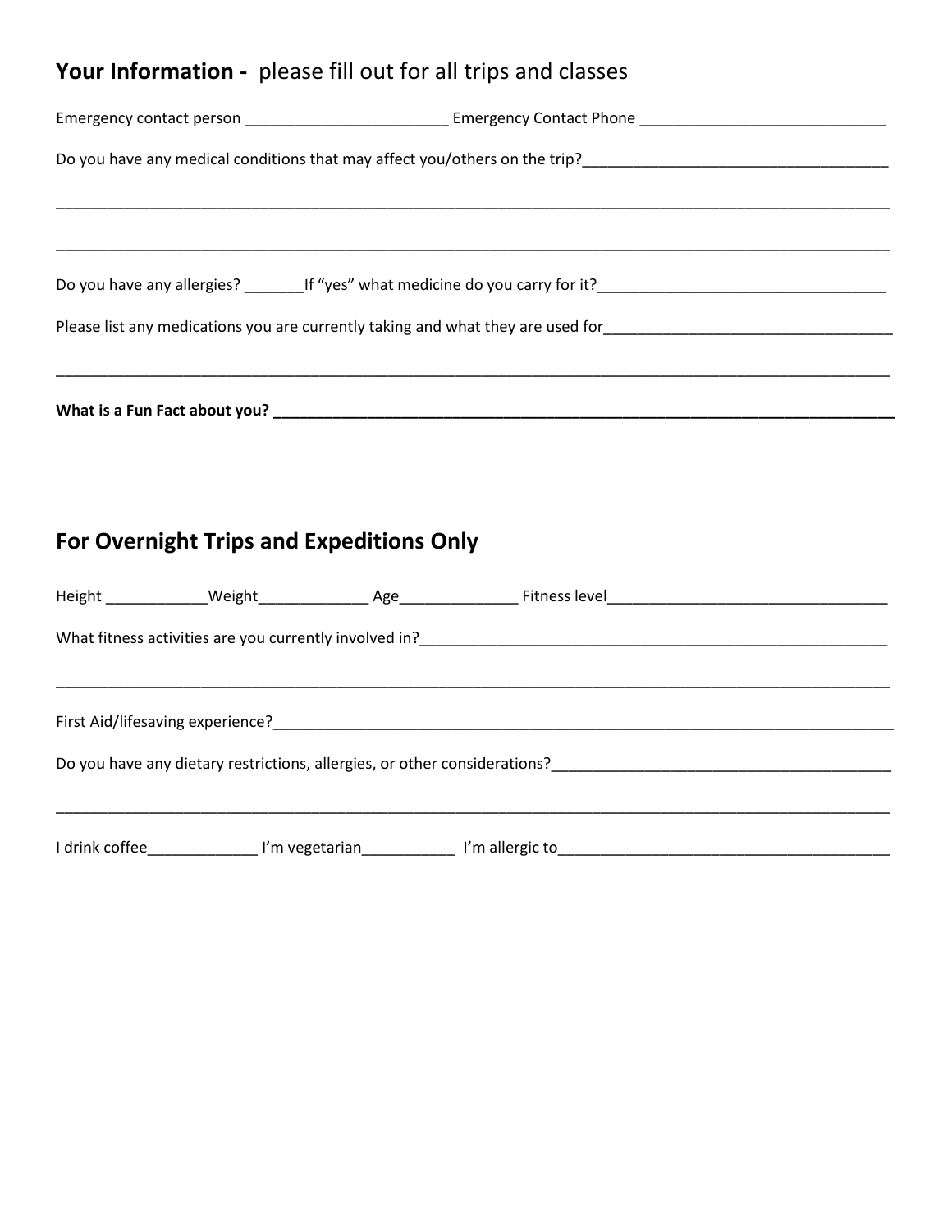## **Your Information -** please fill out for all trips and classes

Emergency contact person ________________________ Emergency Contact Phone ____________________________

Do you have any medical conditions that may affect you/others on the trip?___________________________________

_____________________________________________________________________________________________

_____________________________________________________________________________________________

Do you have any allergies? _______If "yes" what medicine do you carry for it?__________________________________

Please list any medications you are currently taking and what they are used for_________________________________

_____________________________________________________________________________________________

**What is a Fun Fact about you? _________________________________________________________________________**

## For Overnight Trips and Expeditions Only

Height ____________Weight_____________ Age______________ Fitness level________________________________

What fitness activities are you currently involved in?_______________________________________________________

_____________________________________________________________________________________________

First Aid/lifesaving experience?_________________________________________________________________________

Do you have any dietary restrictions, allergies, or other considerations?_________________________________________

_____________________________________________________________________________________________

I drink coffee_____________ I'm vegetarian___________ I'm allergic to_______________________________________